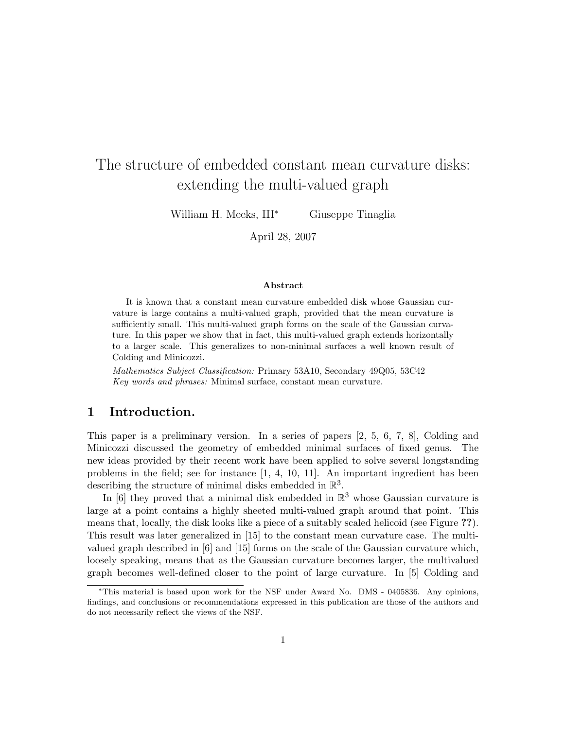# The structure of embedded constant mean curvature disks: extending the multi-valued graph

William H. Meeks, III*  Giuseppe Tinaglia

April 28, 2007

### Abstract

It is known that a constant mean curvature embedded disk whose Gaussian curvature is large contains a multi-valued graph, provided that the mean curvature is sufficiently small. This multi-valued graph forms on the scale of the Gaussian curvature. In this paper we show that in fact, this multi-valued graph extends horizontally to a larger scale. This generalizes to non-minimal surfaces a well known result of Colding and Minicozzi.

*Mathematics Subject Classification:* Primary 53A10, Secondary 49Q05, 53C42
*Key words and phrases:* Minimal surface, constant mean curvature.

## 1 Introduction.

This paper is a preliminary version. In a series of papers [2, 5, 6, 7, 8], Colding and Minicozzi discussed the geometry of embedded minimal surfaces of fixed genus. The new ideas provided by their recent work have been applied to solve several longstanding problems in the field; see for instance [1, 4, 10, 11]. An important ingredient has been describing the structure of minimal disks embedded in $\mathbb{R}^3$.

In [6] they proved that a minimal disk embedded in $\mathbb{R}^3$ whose Gaussian curvature is large at a point contains a highly sheeted multi-valued graph around that point. This means that, locally, the disk looks like a piece of a suitably scaled helicoid (see Figure **??**). This result was later generalized in [15] to the constant mean curvature case. The multi-valued graph described in [6] and [15] forms on the scale of the Gaussian curvature which, loosely speaking, means that as the Gaussian curvature becomes larger, the multivalued graph becomes well-defined closer to the point of large curvature. In [5] Colding and

---

*This material is based upon work for the NSF under Award No. DMS - 0405836. Any opinions, findings, and conclusions or recommendations expressed in this publication are those of the authors and do not necessarily reflect the views of the NSF.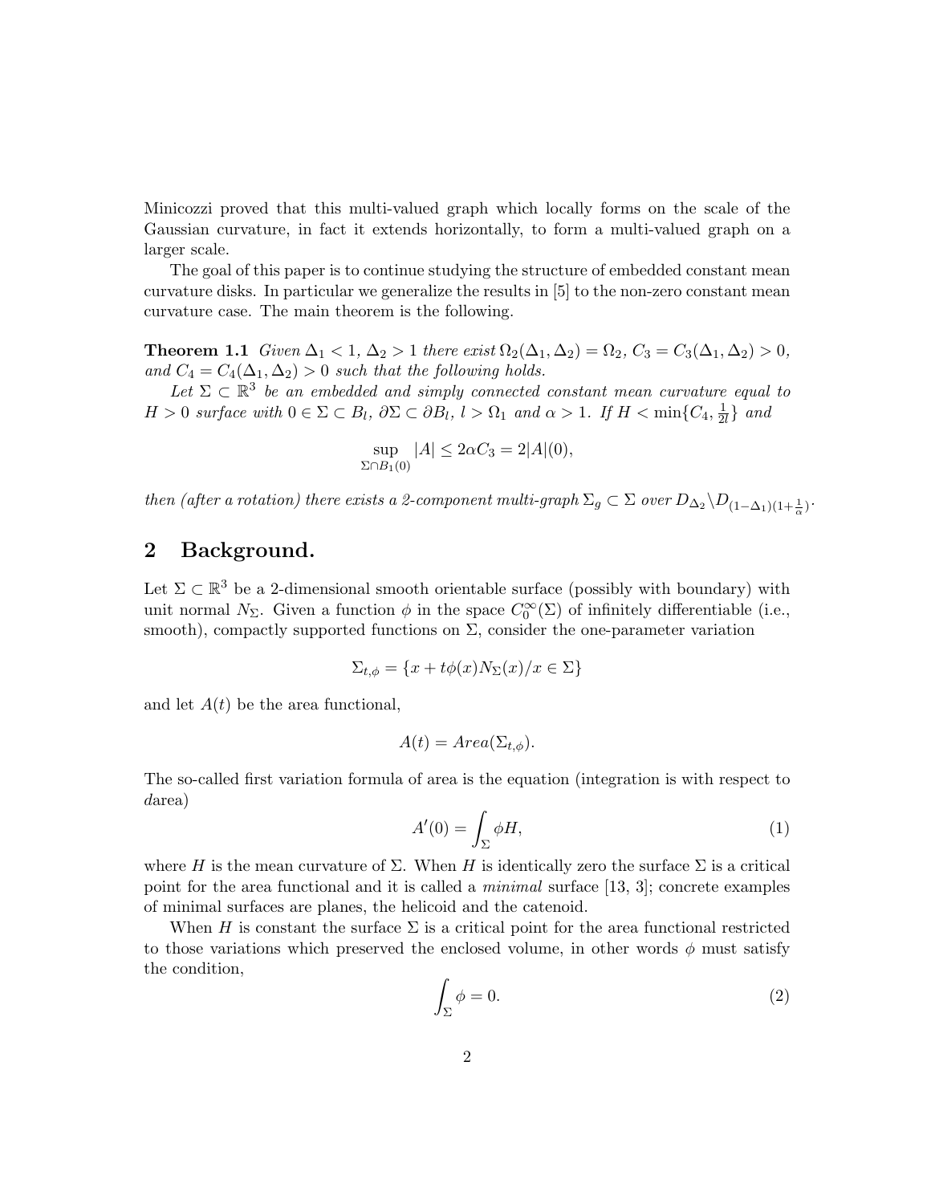Minicozzi proved that this multi-valued graph which locally forms on the scale of the Gaussian curvature, in fact it extends horizontally, to form a multi-valued graph on a larger scale.

The goal of this paper is to continue studying the structure of embedded constant mean curvature disks. In particular we generalize the results in [5] to the non-zero constant mean curvature case. The main theorem is the following.

**Theorem 1.1** *Given $\Delta_1 < 1$, $\Delta_2 > 1$ there exist $\Omega_2(\Delta_1, \Delta_2) = \Omega_2$, $C_3 = C_3(\Delta_1, \Delta_2) > 0$, and $C_4 = C_4(\Delta_1, \Delta_2) > 0$ such that the following holds.*

*Let $\Sigma \subset \mathbb{R}^3$ be an embedded and simply connected constant mean curvature equal to $H > 0$ surface with $0 \in \Sigma \subset B_l$, $\partial \Sigma \subset \partial B_l$, $l > \Omega_1$ and $\alpha > 1$. If $H < \min\{C_4, \frac{1}{2l}\}$ and*

$$\sup_{\Sigma \cap B_1(0)} |A| \leq 2\alpha C_3 = 2|A|(0),$$

*then (after a rotation) there exists a 2-component multi-graph $\Sigma_g \subset \Sigma$ over $D_{\Delta_2} \backslash D_{(1-\Delta_1)(1+\frac{1}{\alpha})}$.*

## 2 Background.

Let $\Sigma \subset \mathbb{R}^3$ be a 2-dimensional smooth orientable surface (possibly with boundary) with unit normal $N_\Sigma$. Given a function $\phi$ in the space $C_0^\infty(\Sigma)$ of infinitely differentiable (i.e., smooth), compactly supported functions on $\Sigma$, consider the one-parameter variation

$$\Sigma_{t,\phi} = \{x + t\phi(x) N_\Sigma(x) / x \in \Sigma\}$$

and let $A(t)$ be the area functional,

$$A(t) = Area(\Sigma_{t,\phi}).$$

The so-called first variation formula of area is the equation (integration is with respect to $d$area)

$$A'(0) = \int_\Sigma \phi H, \tag{1}$$

where $H$ is the mean curvature of $\Sigma$. When $H$ is identically zero the surface $\Sigma$ is a critical point for the area functional and it is called a *minimal* surface [13, 3]; concrete examples of minimal surfaces are planes, the helicoid and the catenoid.

When $H$ is constant the surface $\Sigma$ is a critical point for the area functional restricted to those variations which preserved the enclosed volume, in other words $\phi$ must satisfy the condition,

$$\int_\Sigma \phi = 0. \tag{2}$$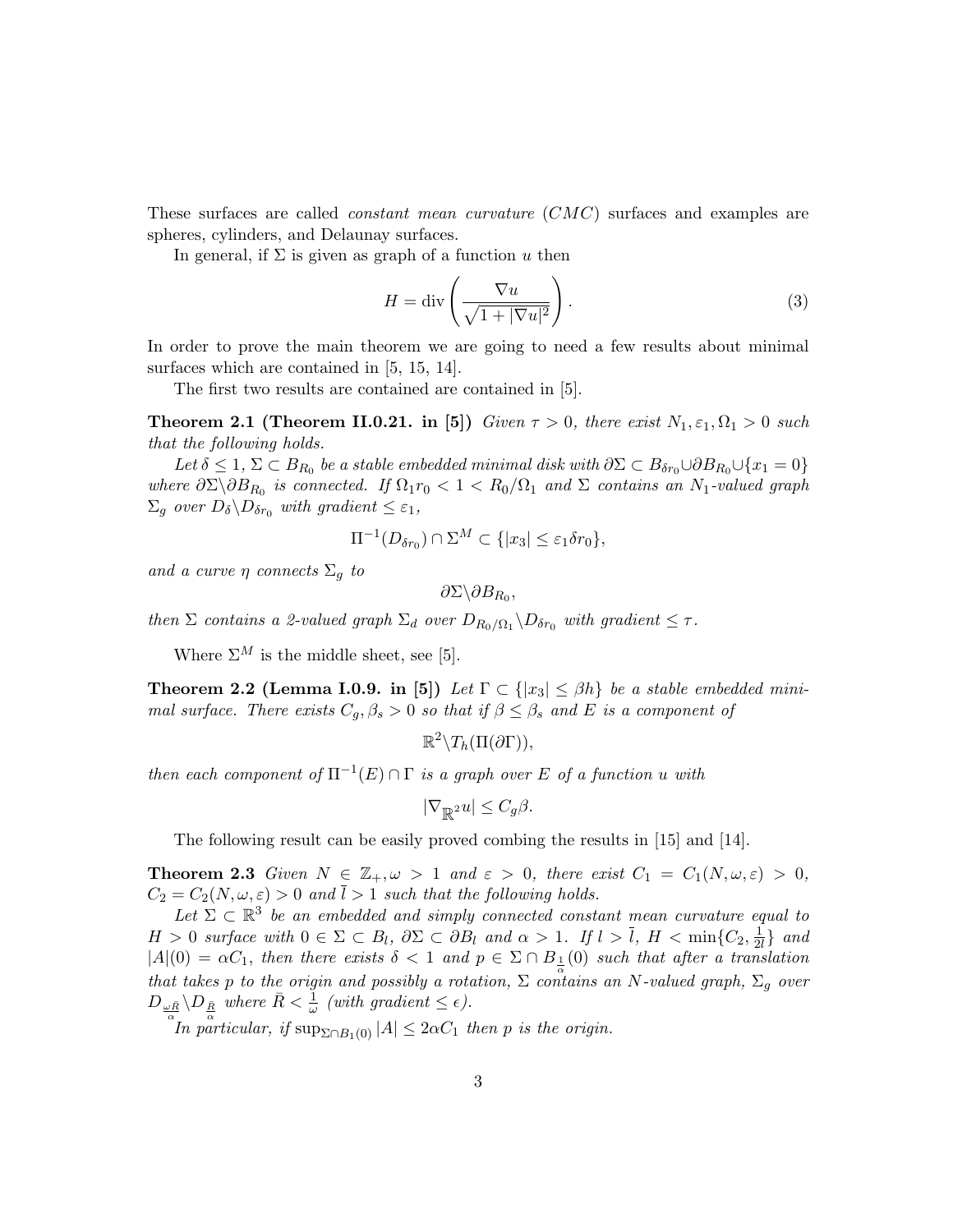These surfaces are called *constant mean curvature* (*CMC*) surfaces and examples are spheres, cylinders, and Delaunay surfaces.

In general, if $\Sigma$ is given as graph of a function $u$ then

$$H = \operatorname{div}\left(\frac{\nabla u}{\sqrt{1+|\nabla u|^2}}\right). \tag{3}$$

In order to prove the main theorem we are going to need a few results about minimal surfaces which are contained in [5, 15, 14].

The first two results are contained are contained in [5].

**Theorem 2.1 (Theorem II.0.21. in [5])** *Given $\tau > 0$, there exist $N_1, \varepsilon_1, \Omega_1 > 0$ such that the following holds.*

*Let $\delta \leq 1$, $\Sigma \subset B_{R_0}$ be a stable embedded minimal disk with $\partial\Sigma \subset B_{\delta r_0} \cup \partial B_{R_0} \cup \{x_1 = 0\}$ where $\partial\Sigma \backslash \partial B_{R_0}$ is connected. If $\Omega_1 r_0 < 1 < R_0/\Omega_1$ and $\Sigma$ contains an $N_1$-valued graph $\Sigma_g$ over $D_\delta \backslash D_{\delta r_0}$ with gradient $\leq \varepsilon_1$,*

$$\Pi^{-1}(D_{\delta r_0}) \cap \Sigma^M \subset \{|x_3| \leq \varepsilon_1 \delta r_0\},$$

*and a curve $\eta$ connects $\Sigma_g$ to*

$$\partial\Sigma\backslash\partial B_{R_0},$$

*then $\Sigma$ contains a 2-valued graph $\Sigma_d$ over $D_{R_0/\Omega_1} \backslash D_{\delta r_0}$ with gradient $\leq \tau$.*

Where $\Sigma^M$ is the middle sheet, see [5].

**Theorem 2.2 (Lemma I.0.9. in [5])** *Let $\Gamma \subset \{|x_3| \leq \beta h\}$ be a stable embedded minimal surface. There exists $C_g, \beta_s > 0$ so that if $\beta \leq \beta_s$ and $E$ is a component of*

$$\mathbb{R}^2 \backslash T_h(\Pi(\partial\Gamma)),$$

*then each component of $\Pi^{-1}(E) \cap \Gamma$ is a graph over $E$ of a function $u$ with*

$$|\nabla_{\mathbb{R}^2} u| \leq C_g \beta.$$

The following result can be easily proved combing the results in [15] and [14].

**Theorem 2.3** *Given $N \in \mathbb{Z}_+, \omega > 1$ and $\varepsilon > 0$, there exist $C_1 = C_1(N, \omega, \varepsilon) > 0$, $C_2 = C_2(N, \omega, \varepsilon) > 0$ and $\bar{l} > 1$ such that the following holds.*

*Let $\Sigma \subset \mathbb{R}^3$ be an embedded and simply connected constant mean curvature equal to $H > 0$ surface with $0 \in \Sigma \subset B_l$, $\partial\Sigma \subset \partial B_l$ and $\alpha > 1$. If $l > \bar{l}$, $H < \min\{C_2, \frac{1}{2l}\}$ and $|A|(0) = \alpha C_1$, then there exists $\delta < 1$ and $p \in \Sigma \cap B_{\frac{1}{\alpha}}(0)$ such that after a translation that takes $p$ to the origin and possibly a rotation, $\Sigma$ contains an $N$-valued graph, $\Sigma_g$ over $D_{\frac{\omega \bar{R}}{\alpha}} \backslash D_{\frac{\bar{R}}{\alpha}}$ where $\bar{R} < \frac{1}{\omega}$ (with gradient $\leq \epsilon$).*

*In particular, if $\sup_{\Sigma \cap B_1(0)} |A| \leq 2\alpha C_1$ then $p$ is the origin.*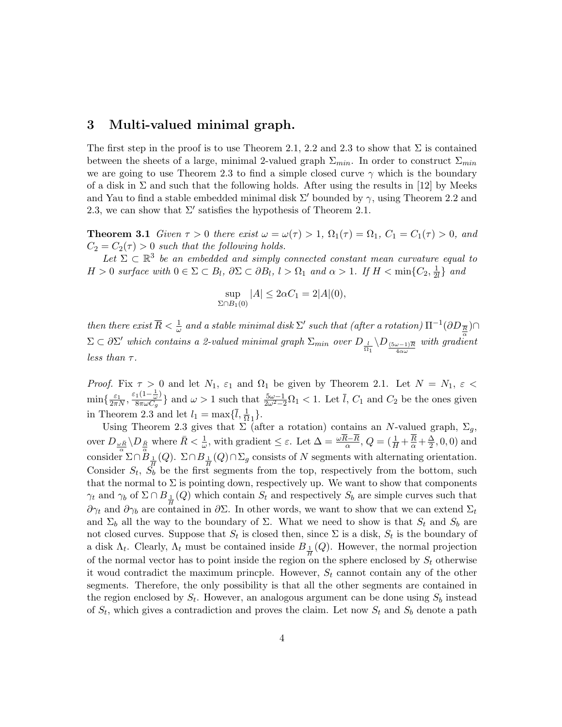## 3 Multi-valued minimal graph.

The first step in the proof is to use Theorem 2.1, 2.2 and 2.3 to show that $\Sigma$ is contained between the sheets of a large, minimal 2-valued graph $\Sigma_{min}$. In order to construct $\Sigma_{min}$ we are going to use Theorem 2.3 to find a simple closed curve $\gamma$ which is the boundary of a disk in $\Sigma$ and such that the following holds. After using the results in [12] by Meeks and Yau to find a stable embedded minimal disk $\Sigma'$ bounded by $\gamma$, using Theorem 2.2 and 2.3, we can show that $\Sigma'$ satisfies the hypothesis of Theorem 2.1.

**Theorem 3.1** *Given $\tau > 0$ there exist $\omega = \omega(\tau) > 1$, $\Omega_1(\tau) = \Omega_1$, $C_1 = C_1(\tau) > 0$, and $C_2 = C_2(\tau) > 0$ such that the following holds.*

*Let $\Sigma \subset \mathbb{R}^3$ be an embedded and simply connected constant mean curvature equal to $H > 0$ surface with $0 \in \Sigma \subset B_l$, $\partial\Sigma \subset \partial B_l$, $l > \Omega_1$ and $\alpha > 1$. If $H < \min\{C_2, \frac{1}{2l}\}$ and*

$$\sup_{\Sigma \cap B_1(0)} |A| \leq 2\alpha C_1 = 2|A|(0),$$

*then there exist $\overline{R} < \frac{1}{\omega}$ and a stable minimal disk $\Sigma'$ such that (after a rotation) $\Pi^{-1}(\partial D_{\frac{\overline{R}}{\alpha}}) \cap \Sigma \subset \partial\Sigma'$ which contains a 2-valued minimal graph $\Sigma_{min}$ over $D_{\frac{l}{\Omega_1}} \backslash D_{\frac{(5\omega-1)\overline{R}}{4\alpha\omega}}$ with gradient less than $\tau$.*

*Proof.* Fix $\tau > 0$ and let $N_1$, $\varepsilon_1$ and $\Omega_1$ be given by Theorem 2.1. Let $N = N_1$, $\varepsilon < \min\{\frac{\varepsilon_1}{2\pi N}, \frac{\varepsilon_1(1-\frac{1}{\omega})}{8\pi\omega C_g}\}$ and $\omega > 1$ such that $\frac{5\omega-1}{2\omega^2-2}\Omega_1 < 1$. Let $\bar{l}$, $C_1$ and $C_2$ be the ones given in Theorem 2.3 and let $l_1 = \max\{\bar{l}, \frac{1}{\Omega_1}\}$.

Using Theorem 2.3 gives that $\Sigma$ (after a rotation) contains an $N$-valued graph, $\Sigma_g$, over $D_{\frac{\omega\bar{R}}{\alpha}} \backslash D_{\frac{\bar{R}}{\alpha}}$ where $\bar{R} < \frac{1}{\omega}$, with gradient $\leq \varepsilon$. Let $\Delta = \frac{\omega\overline{R}-\overline{R}}{\alpha}$, $Q = (\frac{1}{H} + \frac{\overline{R}}{\alpha} + \frac{\Delta}{2}, 0, 0)$ and consider $\Sigma \cap B_{\frac{1}{H}}(Q)$. $\Sigma \cap B_{\frac{1}{H}}(Q) \cap \Sigma_g$ consists of $N$ segments with alternating orientation. Consider $S_t$, $S_b$ be the first segments from the top, respectively from the bottom, such that the normal to $\Sigma$ is pointing down, respectively up. We want to show that components $\gamma_t$ and $\gamma_b$ of $\Sigma \cap B_{\frac{1}{H}}(Q)$ which contain $S_t$ and respectively $S_b$ are simple curves such that $\partial\gamma_t$ and $\partial\gamma_b$ are contained in $\partial\Sigma$. In other words, we want to show that we can extend $\Sigma_t$ and $\Sigma_b$ all the way to the boundary of $\Sigma$. What we need to show is that $S_t$ and $S_b$ are not closed curves. Suppose that $S_t$ is closed then, since $\Sigma$ is a disk, $S_t$ is the boundary of a disk $\Lambda_t$. Clearly, $\Lambda_t$ must be contained inside $B_{\frac{1}{H}}(Q)$. However, the normal projection of the normal vector has to point inside the region on the sphere enclosed by $S_t$ otherwise it woud contradict the maximum princple. However, $S_t$ cannot contain any of the other segments. Therefore, the only possibility is that all the other segments are contained in the region enclosed by $S_t$. However, an analogous argument can be done using $S_b$ instead of $S_t$, which gives a contradiction and proves the claim. Let now $S_t$ and $S_b$ denote a path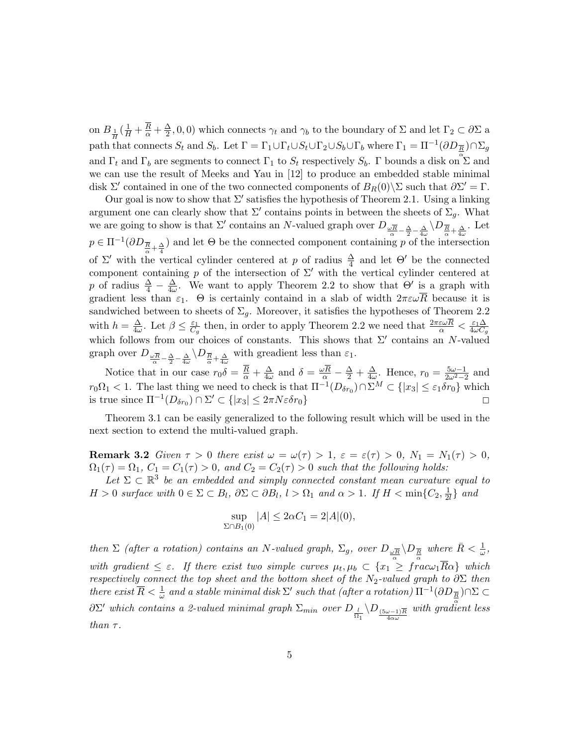on $B_{\frac{1}{H}}(\frac{1}{H}+\frac{\overline{R}}{\alpha}+\frac{\Delta}{2},0,0)$ which connects $\gamma_t$ and $\gamma_b$ to the boundary of $\Sigma$ and let $\Gamma_2 \subset \partial\Sigma$ a path that connects $S_t$ and $S_b$. Let $\Gamma = \Gamma_1 \cup \Gamma_t \cup S_t \cup \Gamma_2 \cup S_b \cup \Gamma_b$ where $\Gamma_1 = \Pi^{-1}(\partial D_{\frac{\overline{R}}{\alpha}}) \cap \Sigma_g$ and $\Gamma_t$ and $\Gamma_b$ are segments to connect $\Gamma_1$ to $S_t$ respectively $S_b$. $\Gamma$ bounds a disk on $\Sigma$ and we can use the result of Meeks and Yau in [12] to produce an embedded stable minimal disk $\Sigma'$ contained in one of the two connected components of $B_R(0)\backslash\Sigma$ such that $\partial\Sigma' = \Gamma$.

Our goal is now to show that $\Sigma'$ satisfies the hypothesis of Theorem 2.1. Using a linking argument one can clearly show that $\Sigma'$ contains points in between the sheets of $\Sigma_g$. What we are going to show is that $\Sigma'$ contains an $N$-valued graph over $D_{\frac{\omega\overline{R}}{\alpha}-\frac{\Delta}{2}-\frac{\Delta}{4\omega}} \backslash D_{\frac{\overline{R}}{\alpha}+\frac{\Delta}{4\omega}}$. Let $p \in \Pi^{-1}(\partial D_{\frac{\overline{R}}{\alpha}+\frac{\Delta}{4}})$ and let $\Theta$ be the connected component containing $p$ of the intersection of $\Sigma'$ with the vertical cylinder centered at $p$ of radius $\frac{\Delta}{4}$ and let $\Theta'$ be the connected component containing $p$ of the intersection of $\Sigma'$ with the vertical cylinder centered at $p$ of radius $\frac{\Delta}{4}-\frac{\Delta}{4\omega}$. We want to apply Theorem 2.2 to show that $\Theta'$ is a graph with gradient less than $\varepsilon_1$. $\Theta$ is certainly containd in a slab of width $2\pi\varepsilon\omega\overline{R}$ because it is sandwiched between to sheets of $\Sigma_g$. Moreover, it satisfies the hypotheses of Theorem 2.2 with $h = \frac{\Delta}{4\omega}$. Let $\beta \leq \frac{\varepsilon_1}{C_g}$ then, in order to apply Theorem 2.2 we need that $\frac{2\pi\varepsilon\omega\overline{R}}{\alpha} < \frac{\varepsilon_1\Delta}{4\omega C_g}$ which follows from our choices of constants. This shows that $\Sigma'$ contains an $N$-valued graph over $D_{\frac{\omega\overline{R}}{\alpha}-\frac{\Delta}{2}-\frac{\Delta}{4\omega}} \backslash D_{\frac{\overline{R}}{\alpha}+\frac{\Delta}{4\omega}}$ with greadient less than $\varepsilon_1$.

Notice that in our case $r_0\delta = \frac{\overline{R}}{\alpha}+\frac{\Delta}{4\omega}$ and $\delta = \frac{\omega\overline{R}}{\alpha}-\frac{\Delta}{2}+\frac{\Delta}{4\omega}$. Hence, $r_0 = \frac{5\omega-1}{2\omega^2-2}$ and $r_0\Omega_1 < 1$. The last thing we need to check is that $\Pi^{-1}(D_{\delta r_0}) \cap \Sigma^M \subset \{|x_3| \leq \varepsilon_1\delta r_0\}$ which is true since $\Pi^{-1}(D_{\delta r_0}) \cap \Sigma' \subset \{|x_3| \leq 2\pi N\varepsilon\delta r_0\}$ □

Theorem 3.1 can be easily generalized to the following result which will be used in the next section to extend the multi-valued graph.

**Remark 3.2** *Given $\tau > 0$ there exist $\omega = \omega(\tau) > 1$, $\varepsilon = \varepsilon(\tau) > 0$, $N_1 = N_1(\tau) > 0$, $\Omega_1(\tau) = \Omega_1$, $C_1 = C_1(\tau) > 0$, and $C_2 = C_2(\tau) > 0$ such that the following holds:*

*Let $\Sigma \subset \mathbb{R}^3$ be an embedded and simply connected constant mean curvature equal to $H > 0$ surface with $0 \in \Sigma \subset B_l$, $\partial\Sigma \subset \partial B_l$, $l > \Omega_1$ and $\alpha > 1$. If $H < \min\{C_2, \frac{1}{2l}\}$ and*

$$\sup_{\Sigma \cap B_1(0)} |A| \leq 2\alpha C_1 = 2|A|(0),$$

*then $\Sigma$ (after a rotation) contains an $N$-valued graph, $\Sigma_g$, over $D_{\frac{\omega\overline{R}}{\alpha}} \backslash D_{\frac{\overline{R}}{\alpha}}$ where $\bar{R} < \frac{1}{\omega}$, with gradient $\leq \varepsilon$. If there exist two simple curves $\mu_t, \mu_b \subset \{x_1 \geq frac\omega_1\overline{R}\alpha\}$ which respectively connect the top sheet and the bottom sheet of the $N_2$-valued graph to $\partial\Sigma$ then there exist $\overline{R} < \frac{1}{\omega}$ and a stable minimal disk $\Sigma'$ such that (after a rotation) $\Pi^{-1}(\partial D_{\frac{\overline{R}}{\alpha}}) \cap \Sigma \subset \partial\Sigma'$ which contains a 2-valued minimal graph $\Sigma_{min}$ over $D_{\frac{l}{\Omega_1}} \backslash D_{\frac{(5\omega-1)\overline{R}}{4\alpha\omega}}$ with gradient less than $\tau$.*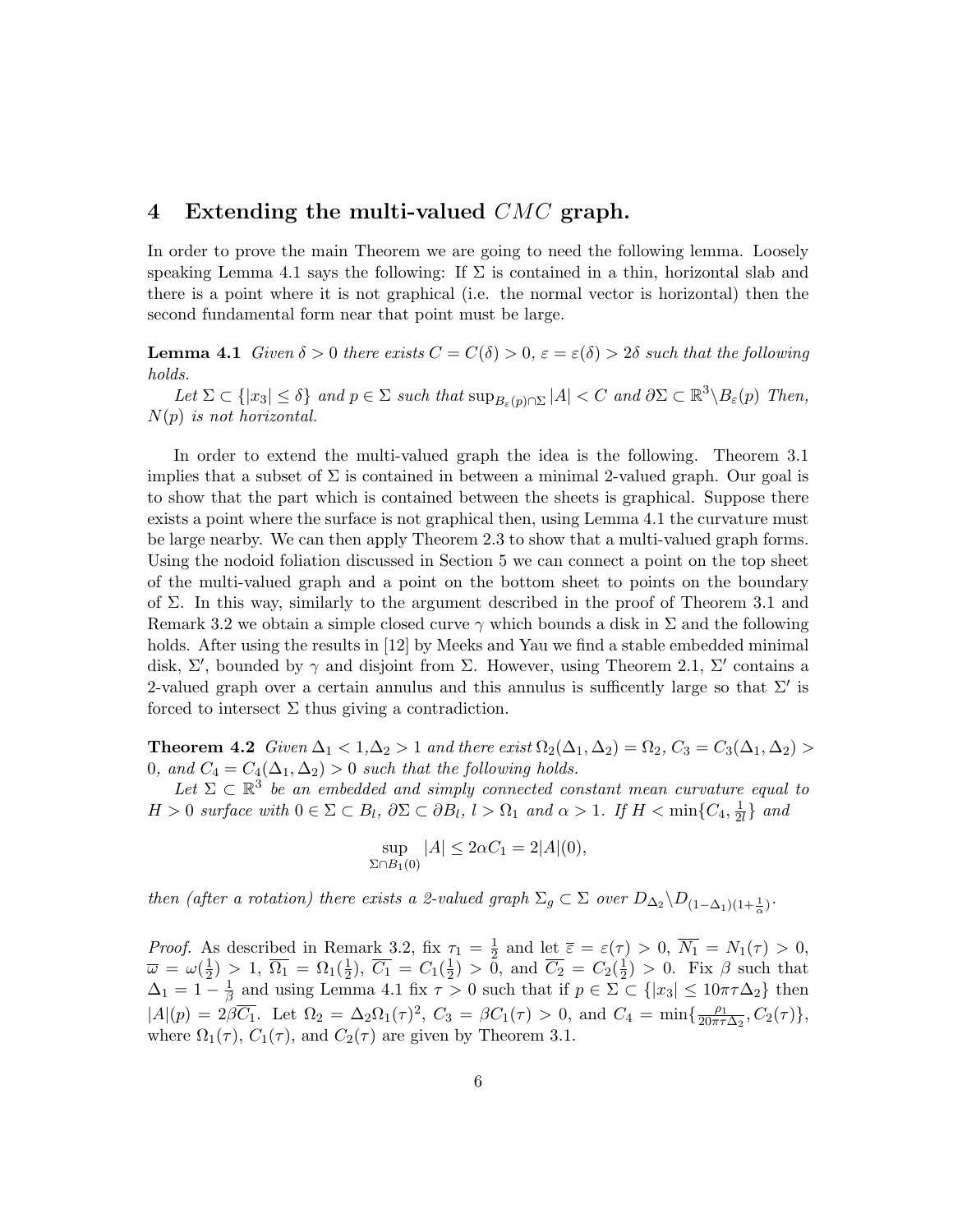# 4 Extending the multi-valued $CMC$ graph.

In order to prove the main Theorem we are going to need the following lemma. Loosely speaking Lemma 4.1 says the following: If $\Sigma$ is contained in a thin, horizontal slab and there is a point where it is not graphical (i.e. the normal vector is horizontal) then the second fundamental form near that point must be large.

**Lemma 4.1** *Given $\delta > 0$ there exists $C = C(\delta) > 0$, $\varepsilon = \varepsilon(\delta) > 2\delta$ such that the following holds.*

*Let $\Sigma \subset \{|x_3| \leq \delta\}$ and $p \in \Sigma$ such that $\sup_{B_\varepsilon(p)\cap\Sigma} |A| < C$ and $\partial\Sigma \subset \mathbb{R}^3 \backslash B_\varepsilon(p)$ Then, $N(p)$ is not horizontal.*

In order to extend the multi-valued graph the idea is the following. Theorem 3.1 implies that a subset of $\Sigma$ is contained in between a minimal 2-valued graph. Our goal is to show that the part which is contained between the sheets is graphical. Suppose there exists a point where the surface is not graphical then, using Lemma 4.1 the curvature must be large nearby. We can then apply Theorem 2.3 to show that a multi-valued graph forms. Using the nodoid foliation discussed in Section 5 we can connect a point on the top sheet of the multi-valued graph and a point on the bottom sheet to points on the boundary of $\Sigma$. In this way, similarly to the argument described in the proof of Theorem 3.1 and Remark 3.2 we obtain a simple closed curve $\gamma$ which bounds a disk in $\Sigma$ and the following holds. After using the results in [12] by Meeks and Yau we find a stable embedded minimal disk, $\Sigma'$, bounded by $\gamma$ and disjoint from $\Sigma$. However, using Theorem 2.1, $\Sigma'$ contains a 2-valued graph over a certain annulus and this annulus is sufficently large so that $\Sigma'$ is forced to intersect $\Sigma$ thus giving a contradiction.

**Theorem 4.2** *Given $\Delta_1 < 1, \Delta_2 > 1$ and there exist $\Omega_2(\Delta_1, \Delta_2) = \Omega_2$, $C_3 = C_3(\Delta_1, \Delta_2) > 0$, and $C_4 = C_4(\Delta_1, \Delta_2) > 0$ such that the following holds.*

*Let $\Sigma \subset \mathbb{R}^3$ be an embedded and simply connected constant mean curvature equal to $H > 0$ surface with $0 \in \Sigma \subset B_l$, $\partial\Sigma \subset \partial B_l$, $l > \Omega_1$ and $\alpha > 1$. If $H < \min\{C_4, \frac{1}{2l}\}$ and*

$$\sup_{\Sigma\cap B_1(0)} |A| \leq 2\alpha C_1 = 2|A|(0),$$

*then (after a rotation) there exists a 2-valued graph $\Sigma_g \subset \Sigma$ over $D_{\Delta_2} \backslash D_{(1-\Delta_1)(1+\frac{1}{\alpha})}$.*

*Proof.* As described in Remark 3.2, fix $\tau_1 = \frac{1}{2}$ and let $\overline{\varepsilon} = \varepsilon(\tau) > 0$, $\overline{N_1} = N_1(\tau) > 0$, $\overline{\omega} = \omega(\frac{1}{2}) > 1$, $\overline{\Omega_1} = \Omega_1(\frac{1}{2})$, $\overline{C_1} = C_1(\frac{1}{2}) > 0$, and $\overline{C_2} = C_2(\frac{1}{2}) > 0$. Fix $\beta$ such that $\Delta_1 = 1 - \frac{1}{\beta}$ and using Lemma 4.1 fix $\tau > 0$ such that if $p \in \Sigma \subset \{|x_3| \leq 10\pi\tau\Delta_2\}$ then $|A|(p) = 2\beta\overline{C_1}$. Let $\Omega_2 = \Delta_2\Omega_1(\tau)^2$, $C_3 = \beta C_1(\tau) > 0$, and $C_4 = \min\{\frac{\rho_1}{20\pi\tau\Delta_2}, C_2(\tau)\}$, where $\Omega_1(\tau)$, $C_1(\tau)$, and $C_2(\tau)$ are given by Theorem 3.1.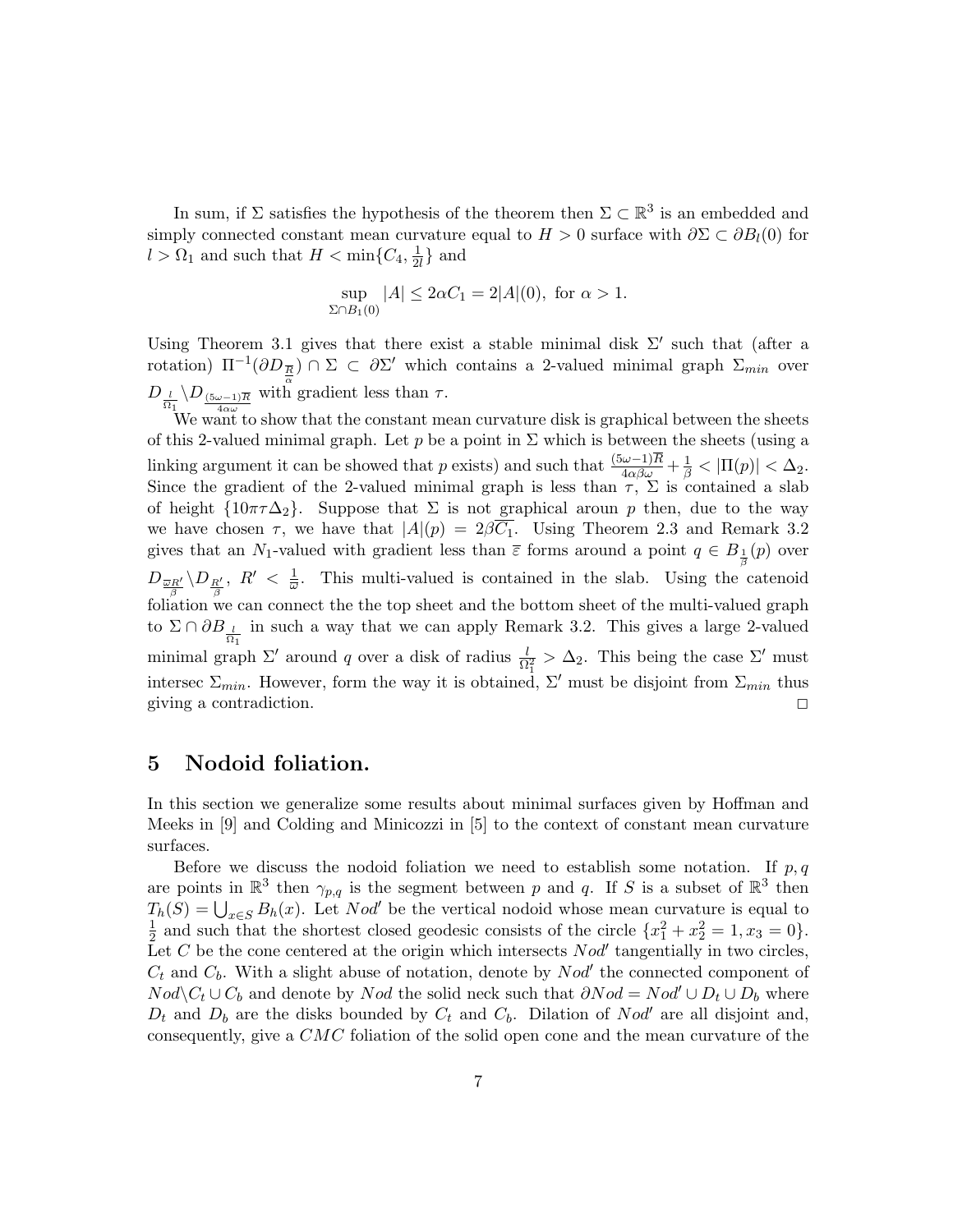In sum, if $\Sigma$ satisfies the hypothesis of the theorem then $\Sigma \subset \mathbb{R}^3$ is an embedded and simply connected constant mean curvature equal to $H > 0$ surface with $\partial\Sigma \subset \partial B_l(0)$ for $l > \Omega_1$ and such that $H < \min\{C_4, \frac{1}{2l}\}$ and

$$\sup_{\Sigma \cap B_1(0)} |A| \leq 2\alpha C_1 = 2|A|(0), \text{ for } \alpha > 1.$$

Using Theorem 3.1 gives that there exist a stable minimal disk $\Sigma'$ such that (after a rotation) $\Pi^{-1}(\partial D_{\frac{\overline{R}}{\alpha}}) \cap \Sigma \subset \partial\Sigma'$ which contains a 2-valued minimal graph $\Sigma_{min}$ over $D_{\frac{l}{\Omega_1}} \backslash D_{\frac{(5\omega-1)\overline{R}}{4\alpha\omega}}$ with gradient less than $\tau$.

We want to show that the constant mean curvature disk is graphical between the sheets of this 2-valued minimal graph. Let $p$ be a point in $\Sigma$ which is between the sheets (using a linking argument it can be showed that $p$ exists) and such that $\frac{(5\omega-1)\overline{R}}{4\alpha\beta\omega} + \frac{1}{\beta} < |\Pi(p)| < \Delta_2$. Since the gradient of the 2-valued minimal graph is less than $\tau$, $\Sigma$ is contained a slab of height $\{10\pi\tau\Delta_2\}$. Suppose that $\Sigma$ is not graphical aroun $p$ then, due to the way we have chosen $\tau$, we have that $|A|(p) = 2\beta\overline{C_1}$. Using Theorem 2.3 and Remark 3.2 gives that an $N_1$-valued with gradient less than $\overline{\varepsilon}$ forms around a point $q \in B_{\frac{1}{\beta}}(p)$ over $D_{\frac{\varpi R'}{\beta}} \backslash D_{\frac{R'}{\beta}}$, $R' < \frac{1}{\varpi}$. This multi-valued is contained in the slab. Using the catenoid foliation we can connect the the top sheet and the bottom sheet of the multi-valued graph to $\Sigma \cap \partial B_{\frac{l}{\Omega_1}}$ in such a way that we can apply Remark 3.2. This gives a large 2-valued minimal graph $\Sigma'$ around $q$ over a disk of radius $\frac{l}{\Omega_1^2} > \Delta_2$. This being the case $\Sigma'$ must intersec $\Sigma_{min}$. However, form the way it is obtained, $\Sigma'$ must be disjoint from $\Sigma_{min}$ thus giving a contradiction. □

# 5 Nodoid foliation.

In this section we generalize some results about minimal surfaces given by Hoffman and Meeks in [9] and Colding and Minicozzi in [5] to the context of constant mean curvature surfaces.

Before we discuss the nodoid foliation we need to establish some notation. If $p, q$ are points in $\mathbb{R}^3$ then $\gamma_{p,q}$ is the segment between $p$ and $q$. If $S$ is a subset of $\mathbb{R}^3$ then $T_h(S) = \bigcup_{x \in S} B_h(x)$. Let $Nod'$ be the vertical nodoid whose mean curvature is equal to $\frac{1}{2}$ and such that the shortest closed geodesic consists of the circle $\{x_1^2 + x_2^2 = 1, x_3 = 0\}$. Let $C$ be the cone centered at the origin which intersects $Nod'$ tangentially in two circles, $C_t$ and $C_b$. With a slight abuse of notation, denote by $Nod'$ the connected component of $Nod \backslash C_t \cup C_b$ and denote by $Nod$ the solid neck such that $\partial Nod = Nod' \cup D_t \cup D_b$ where $D_t$ and $D_b$ are the disks bounded by $C_t$ and $C_b$. Dilation of $Nod'$ are all disjoint and, consequently, give a $CMC$ foliation of the solid open cone and the mean curvature of the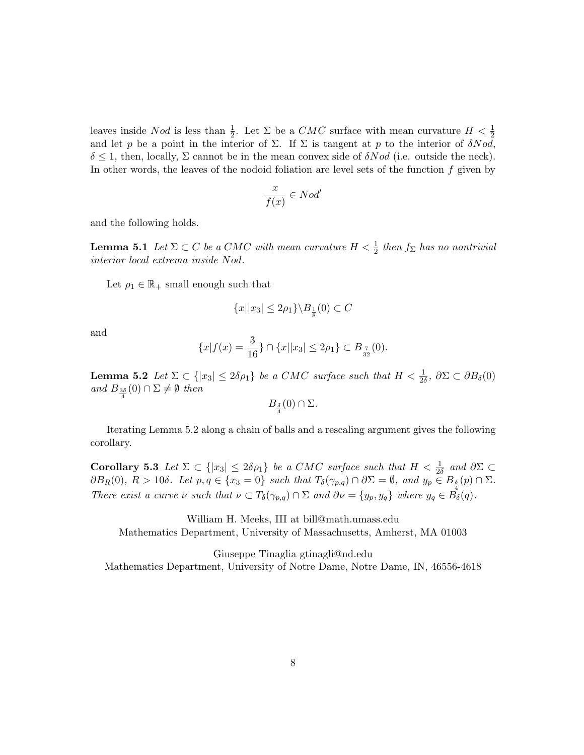leaves inside $Nod$ is less than $\frac{1}{2}$. Let $\Sigma$ be a $CMC$ surface with mean curvature $H < \frac{1}{2}$ and let $p$ be a point in the interior of $\Sigma$. If $\Sigma$ is tangent at $p$ to the interior of $\delta Nod$, $\delta \leq 1$, then, locally, $\Sigma$ cannot be in the mean convex side of $\delta Nod$ (i.e. outside the neck). In other words, the leaves of the nodoid foliation are level sets of the function $f$ given by

$$\frac{x}{f(x)} \in Nod'$$

and the following holds.

**Lemma 5.1** *Let $\Sigma \subset C$ be a $CMC$ with mean curvature $H < \frac{1}{2}$ then $f_\Sigma$ has no nontrivial interior local extrema inside $Nod$.*

Let $\rho_1 \in \mathbb{R}_+$ small enough such that

$$\{x | |x_3| \leq 2\rho_1\} \backslash B_{\frac{1}{8}}(0) \subset C$$

and

$$\{x | f(x) = \frac{3}{16}\} \cap \{x | |x_3| \leq 2\rho_1\} \subset B_{\frac{7}{32}}(0).$$

**Lemma 5.2** *Let $\Sigma \subset \{|x_3| \leq 2\delta\rho_1\}$ be a $CMC$ surface such that $H < \frac{1}{2\delta}$, $\partial\Sigma \subset \partial B_\delta(0)$ and $B_{\frac{3\delta}{4}}(0) \cap \Sigma \neq \emptyset$ then*

$$B_{\frac{\delta}{4}}(0) \cap \Sigma.$$

Iterating Lemma 5.2 along a chain of balls and a rescaling argument gives the following corollary.

**Corollary 5.3** *Let $\Sigma \subset \{|x_3| \leq 2\delta\rho_1\}$ be a $CMC$ surface such that $H < \frac{1}{2\delta}$ and $\partial\Sigma \subset \partial B_R(0)$, $R > 10\delta$. Let $p, q \in \{x_3 = 0\}$ such that $T_\delta(\gamma_{p,q}) \cap \partial\Sigma = \emptyset$, and $y_p \in B_{\frac{\delta}{4}}(p) \cap \Sigma$. There exist a curve $\nu$ such that $\nu \subset T_\delta(\gamma_{p,q}) \cap \Sigma$ and $\partial\nu = \{y_p, y_q\}$ where $y_q \in B_\delta(q)$.*

William H. Meeks, III at bill@math.umass.edu
Mathematics Department, University of Massachusetts, Amherst, MA 01003

Giuseppe Tinaglia gtinagli@nd.edu
Mathematics Department, University of Notre Dame, Notre Dame, IN, 46556-4618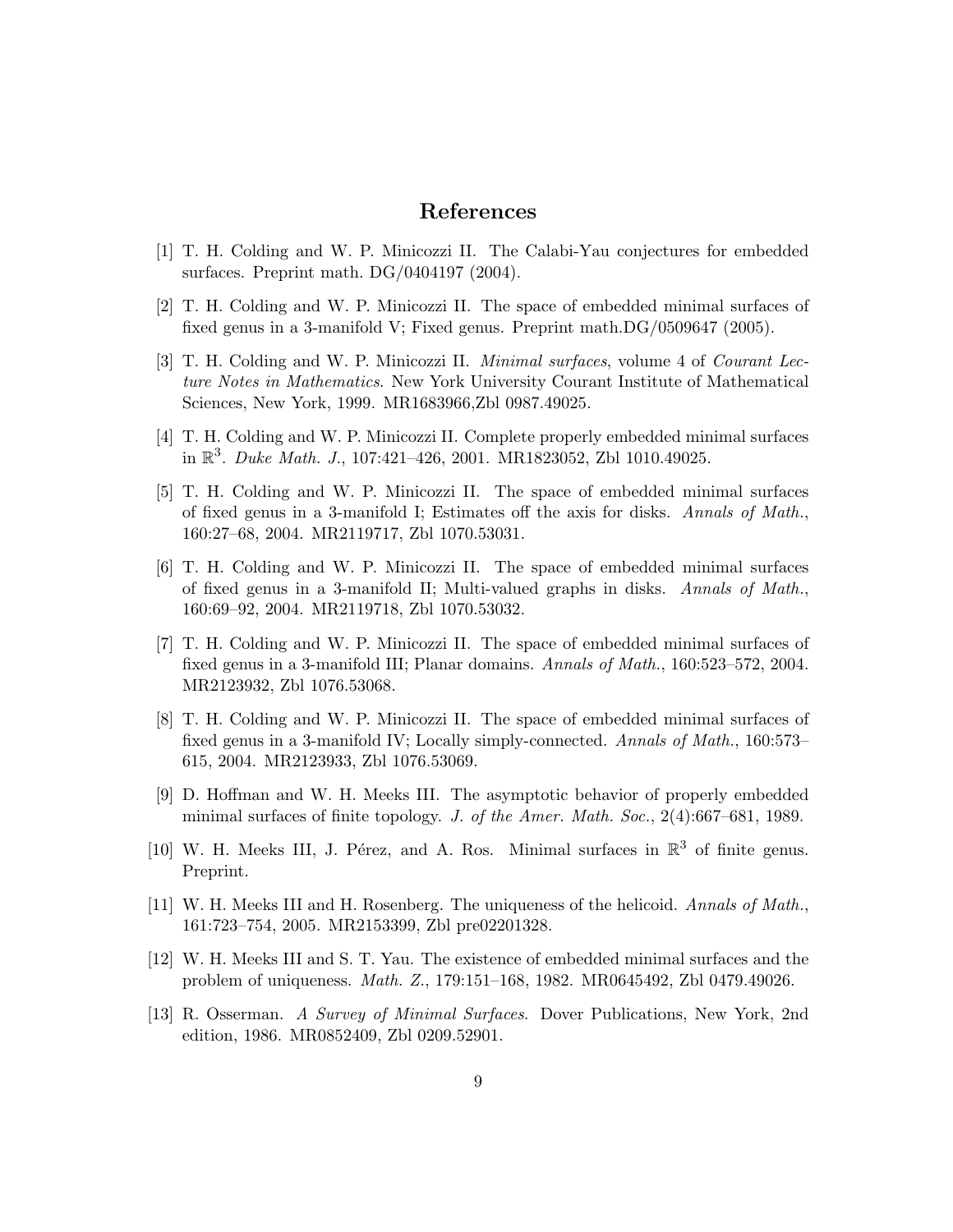# References

[1] T. H. Colding and W. P. Minicozzi II. The Calabi-Yau conjectures for embedded surfaces. Preprint math. DG/0404197 (2004).

[2] T. H. Colding and W. P. Minicozzi II. The space of embedded minimal surfaces of fixed genus in a 3-manifold V; Fixed genus. Preprint math.DG/0509647 (2005).

[3] T. H. Colding and W. P. Minicozzi II. *Minimal surfaces*, volume 4 of *Courant Lecture Notes in Mathematics*. New York University Courant Institute of Mathematical Sciences, New York, 1999. MR1683966,Zbl 0987.49025.

[4] T. H. Colding and W. P. Minicozzi II. Complete properly embedded minimal surfaces in $\mathbb{R}^3$. *Duke Math. J.*, 107:421–426, 2001. MR1823052, Zbl 1010.49025.

[5] T. H. Colding and W. P. Minicozzi II. The space of embedded minimal surfaces of fixed genus in a 3-manifold I; Estimates off the axis for disks. *Annals of Math.*, 160:27–68, 2004. MR2119717, Zbl 1070.53031.

[6] T. H. Colding and W. P. Minicozzi II. The space of embedded minimal surfaces of fixed genus in a 3-manifold II; Multi-valued graphs in disks. *Annals of Math.*, 160:69–92, 2004. MR2119718, Zbl 1070.53032.

[7] T. H. Colding and W. P. Minicozzi II. The space of embedded minimal surfaces of fixed genus in a 3-manifold III; Planar domains. *Annals of Math.*, 160:523–572, 2004. MR2123932, Zbl 1076.53068.

[8] T. H. Colding and W. P. Minicozzi II. The space of embedded minimal surfaces of fixed genus in a 3-manifold IV; Locally simply-connected. *Annals of Math.*, 160:573–615, 2004. MR2123933, Zbl 1076.53069.

[9] D. Hoffman and W. H. Meeks III. The asymptotic behavior of properly embedded minimal surfaces of finite topology. *J. of the Amer. Math. Soc.*, 2(4):667–681, 1989.

[10] W. H. Meeks III, J. Pérez, and A. Ros. Minimal surfaces in $\mathbb{R}^3$ of finite genus. Preprint.

[11] W. H. Meeks III and H. Rosenberg. The uniqueness of the helicoid. *Annals of Math.*, 161:723–754, 2005. MR2153399, Zbl pre02201328.

[12] W. H. Meeks III and S. T. Yau. The existence of embedded minimal surfaces and the problem of uniqueness. *Math. Z.*, 179:151–168, 1982. MR0645492, Zbl 0479.49026.

[13] R. Osserman. *A Survey of Minimal Surfaces*. Dover Publications, New York, 2nd edition, 1986. MR0852409, Zbl 0209.52901.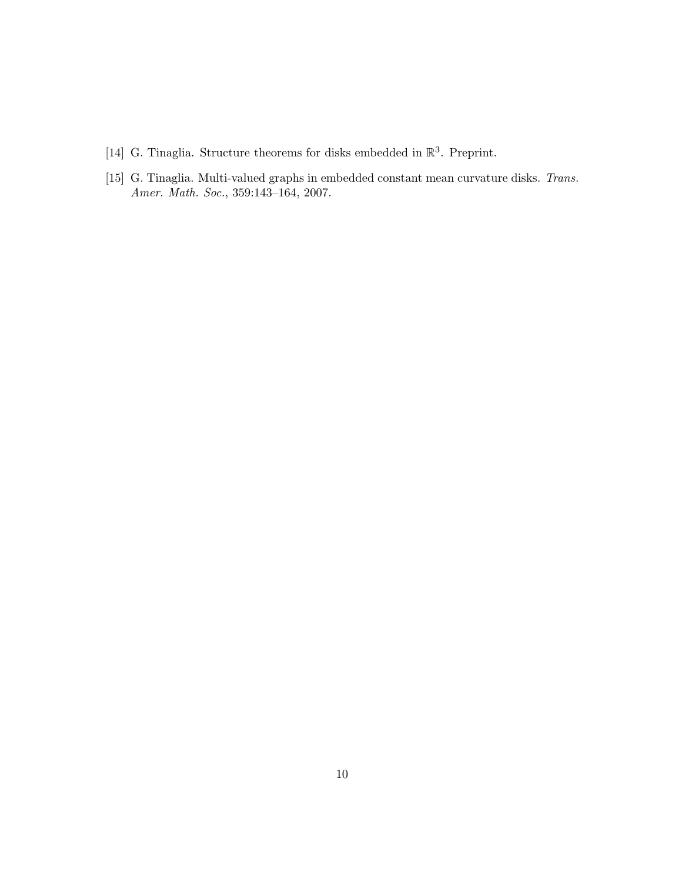[14] G. Tinaglia. Structure theorems for disks embedded in $\mathbb{R}^3$. Preprint.

[15] G. Tinaglia. Multi-valued graphs in embedded constant mean curvature disks. *Trans. Amer. Math. Soc.*, 359:143–164, 2007.